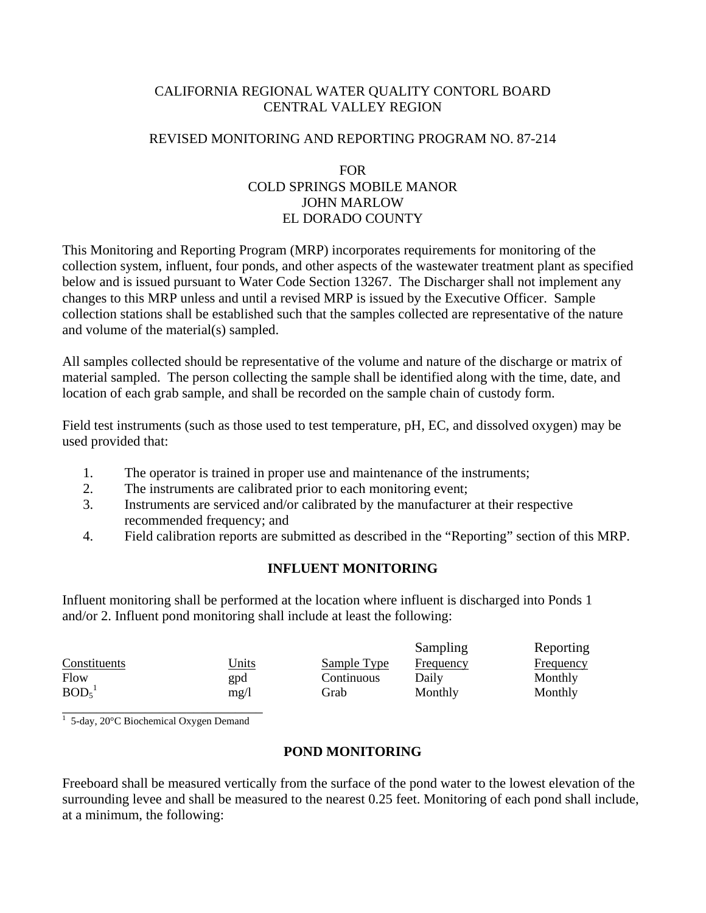CALIFORNIA REGIONAL WATER QUALITY CONTORL BOARD
CENTRAL VALLEY REGION

REVISED MONITORING AND REPORTING PROGRAM NO. 87-214

FOR
COLD SPRINGS MOBILE MANOR
JOHN MARLOW
EL DORADO COUNTY

This Monitoring and Reporting Program (MRP) incorporates requirements for monitoring of the collection system, influent, four ponds, and other aspects of the wastewater treatment plant as specified below and is issued pursuant to Water Code Section 13267. The Discharger shall not implement any changes to this MRP unless and until a revised MRP is issued by the Executive Officer. Sample collection stations shall be established such that the samples collected are representative of the nature and volume of the material(s) sampled.

All samples collected should be representative of the volume and nature of the discharge or matrix of material sampled. The person collecting the sample shall be identified along with the time, date, and location of each grab sample, and shall be recorded on the sample chain of custody form.

Field test instruments (such as those used to test temperature, pH, EC, and dissolved oxygen) may be used provided that:

1. The operator is trained in proper use and maintenance of the instruments;
2. The instruments are calibrated prior to each monitoring event;
3. Instruments are serviced and/or calibrated by the manufacturer at their respective recommended frequency; and
4. Field calibration reports are submitted as described in the "Reporting" section of this MRP.

## INFLUENT MONITORING

Influent monitoring shall be performed at the location where influent is discharged into Ponds 1 and/or 2. Influent pond monitoring shall include at least the following:

| Constituents | Units | Sample Type | Sampling Frequency | Reporting Frequency |
|---|---|---|---|---|
| Flow | gpd | Continuous | Daily | Monthly |
| $BOD_5$[1] | mg/l | Grab | Monthly | Monthly |

[1] 5-day, 20°C Biochemical Oxygen Demand

## POND MONITORING

Freeboard shall be measured vertically from the surface of the pond water to the lowest elevation of the surrounding levee and shall be measured to the nearest 0.25 feet. Monitoring of each pond shall include, at a minimum, the following: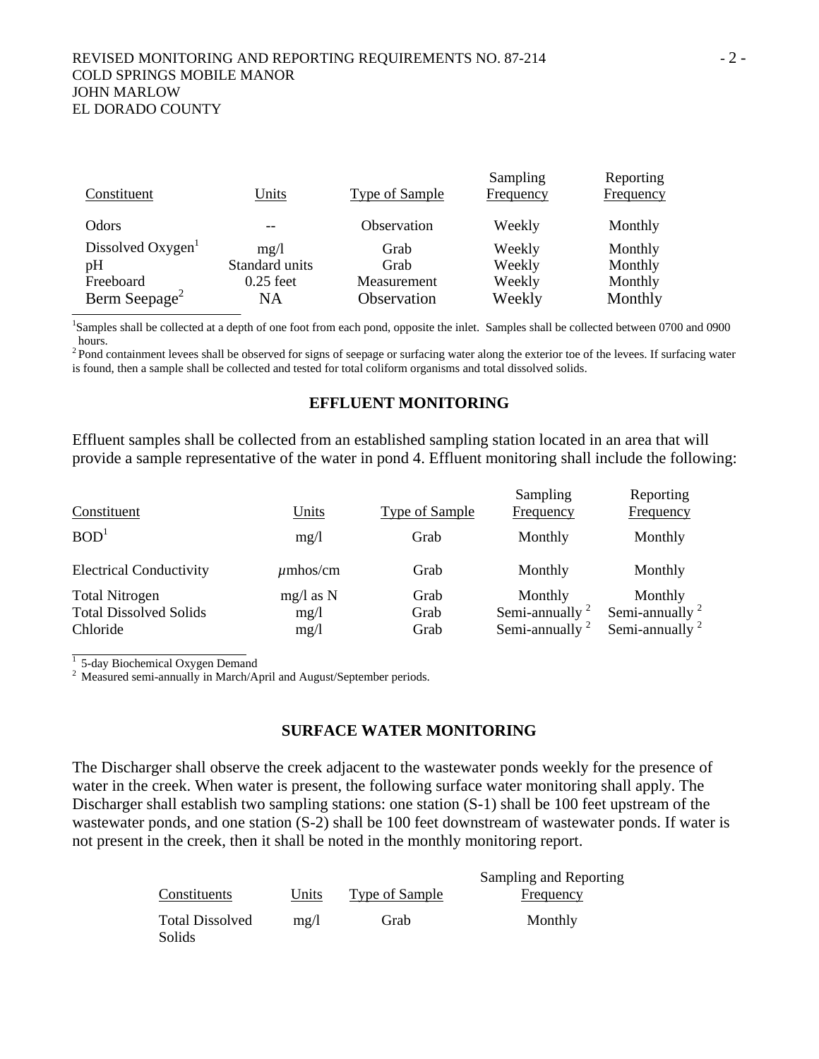| Constituent | Units | Type of Sample | Sampling Frequency | Reporting Frequency |
|---|---|---|---|---|
| Odors | -- | Observation | Weekly | Monthly |
| Dissolved Oxygen[1] | mg/l | Grab | Weekly | Monthly |
| pH | Standard units | Grab | Weekly | Monthly |
| Freeboard | 0.25 feet | Measurement | Weekly | Monthly |
| Berm Seepage[2] | NA | Observation | Weekly | Monthly |

[1]Samples shall be collected at a depth of one foot from each pond, opposite the inlet. Samples shall be collected between 0700 and 0900 hours.

[2] Pond containment levees shall be observed for signs of seepage or surfacing water along the exterior toe of the levees. If surfacing water is found, then a sample shall be collected and tested for total coliform organisms and total dissolved solids.

## EFFLUENT MONITORING

Effluent samples shall be collected from an established sampling station located in an area that will provide a sample representative of the water in pond 4. Effluent monitoring shall include the following:

| Constituent | Units | Type of Sample | Sampling Frequency | Reporting Frequency |
|---|---|---|---|---|
| BOD[1] | mg/l | Grab | Monthly | Monthly |
| Electrical Conductivity | $\mu$mhos/cm | Grab | Monthly | Monthly |
| Total Nitrogen | mg/l as N | Grab | Monthly | Monthly |
| Total Dissolved Solids | mg/l | Grab | Semi-annually [2] | Semi-annually [2] |
| Chloride | mg/l | Grab | Semi-annually [2] | Semi-annually [2] |

[1] 5-day Biochemical Oxygen Demand

[2] Measured semi-annually in March/April and August/September periods.

## SURFACE WATER MONITORING

The Discharger shall observe the creek adjacent to the wastewater ponds weekly for the presence of water in the creek. When water is present, the following surface water monitoring shall apply. The Discharger shall establish two sampling stations: one station (S-1) shall be 100 feet upstream of the wastewater ponds, and one station (S-2) shall be 100 feet downstream of wastewater ponds. If water is not present in the creek, then it shall be noted in the monthly monitoring report.

| Constituents | Units | Type of Sample | Sampling and Reporting Frequency |
|---|---|---|---|
| Total Dissolved Solids | mg/l | Grab | Monthly |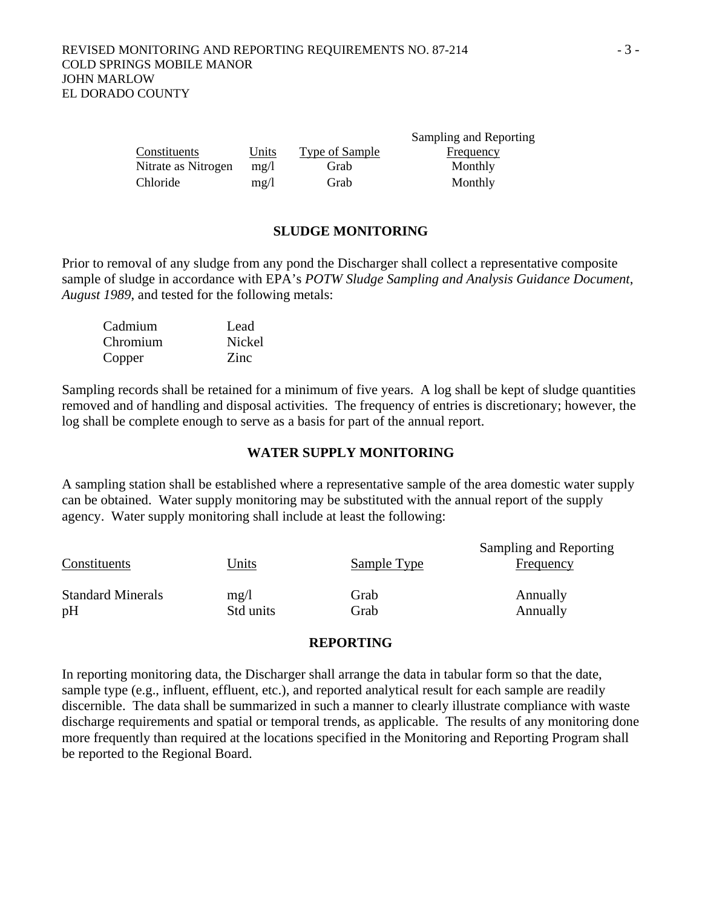| Constituents | Units | Type of Sample | Sampling and Reporting Frequency |
|---|---|---|---|
| Nitrate as Nitrogen | mg/l | Grab | Monthly |
| Chloride | mg/l | Grab | Monthly |

## SLUDGE MONITORING

Prior to removal of any sludge from any pond the Discharger shall collect a representative composite sample of sludge in accordance with EPA's *POTW Sludge Sampling and Analysis Guidance Document, August 1989*, and tested for the following metals:

| | |
|---|---|
| Cadmium | Lead |
| Chromium | Nickel |
| Copper | Zinc |

Sampling records shall be retained for a minimum of five years. A log shall be kept of sludge quantities removed and of handling and disposal activities. The frequency of entries is discretionary; however, the log shall be complete enough to serve as a basis for part of the annual report.

## WATER SUPPLY MONITORING

A sampling station shall be established where a representative sample of the area domestic water supply can be obtained. Water supply monitoring may be substituted with the annual report of the supply agency. Water supply monitoring shall include at least the following:

| Constituents | Units | Sample Type | Sampling and Reporting Frequency |
|---|---|---|---|
| Standard Minerals | mg/l | Grab | Annually |
| pH | Std units | Grab | Annually |

## REPORTING

In reporting monitoring data, the Discharger shall arrange the data in tabular form so that the date, sample type (e.g., influent, effluent, etc.), and reported analytical result for each sample are readily discernible. The data shall be summarized in such a manner to clearly illustrate compliance with waste discharge requirements and spatial or temporal trends, as applicable. The results of any monitoring done more frequently than required at the locations specified in the Monitoring and Reporting Program shall be reported to the Regional Board.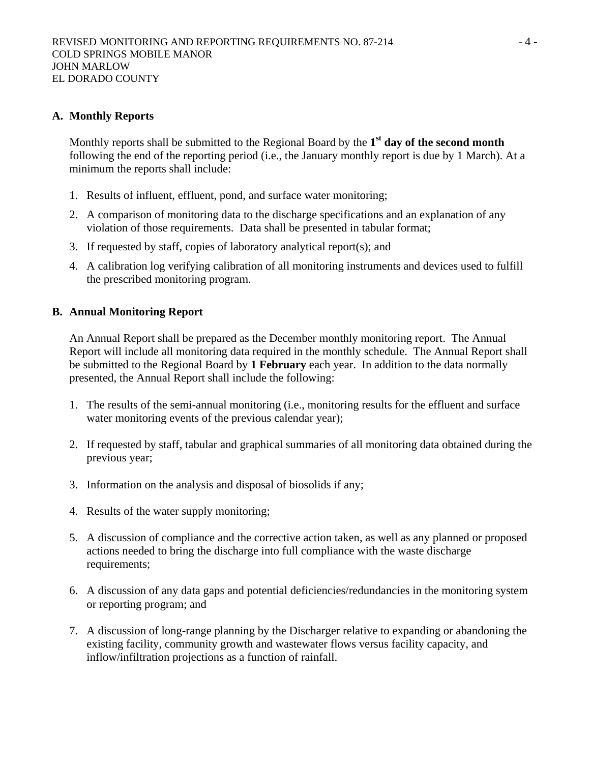### A. Monthly Reports

Monthly reports shall be submitted to the Regional Board by the **1st day of the second month** following the end of the reporting period (i.e., the January monthly report is due by 1 March). At a minimum the reports shall include:

1. Results of influent, effluent, pond, and surface water monitoring;
2. A comparison of monitoring data to the discharge specifications and an explanation of any violation of those requirements. Data shall be presented in tabular format;
3. If requested by staff, copies of laboratory analytical report(s); and
4. A calibration log verifying calibration of all monitoring instruments and devices used to fulfill the prescribed monitoring program.

### B. Annual Monitoring Report

An Annual Report shall be prepared as the December monthly monitoring report. The Annual Report will include all monitoring data required in the monthly schedule. The Annual Report shall be submitted to the Regional Board by **1 February** each year. In addition to the data normally presented, the Annual Report shall include the following:

1. The results of the semi-annual monitoring (i.e., monitoring results for the effluent and surface water monitoring events of the previous calendar year);
2. If requested by staff, tabular and graphical summaries of all monitoring data obtained during the previous year;
3. Information on the analysis and disposal of biosolids if any;
4. Results of the water supply monitoring;
5. A discussion of compliance and the corrective action taken, as well as any planned or proposed actions needed to bring the discharge into full compliance with the waste discharge requirements;
6. A discussion of any data gaps and potential deficiencies/redundancies in the monitoring system or reporting program; and
7. A discussion of long-range planning by the Discharger relative to expanding or abandoning the existing facility, community growth and wastewater flows versus facility capacity, and inflow/infiltration projections as a function of rainfall.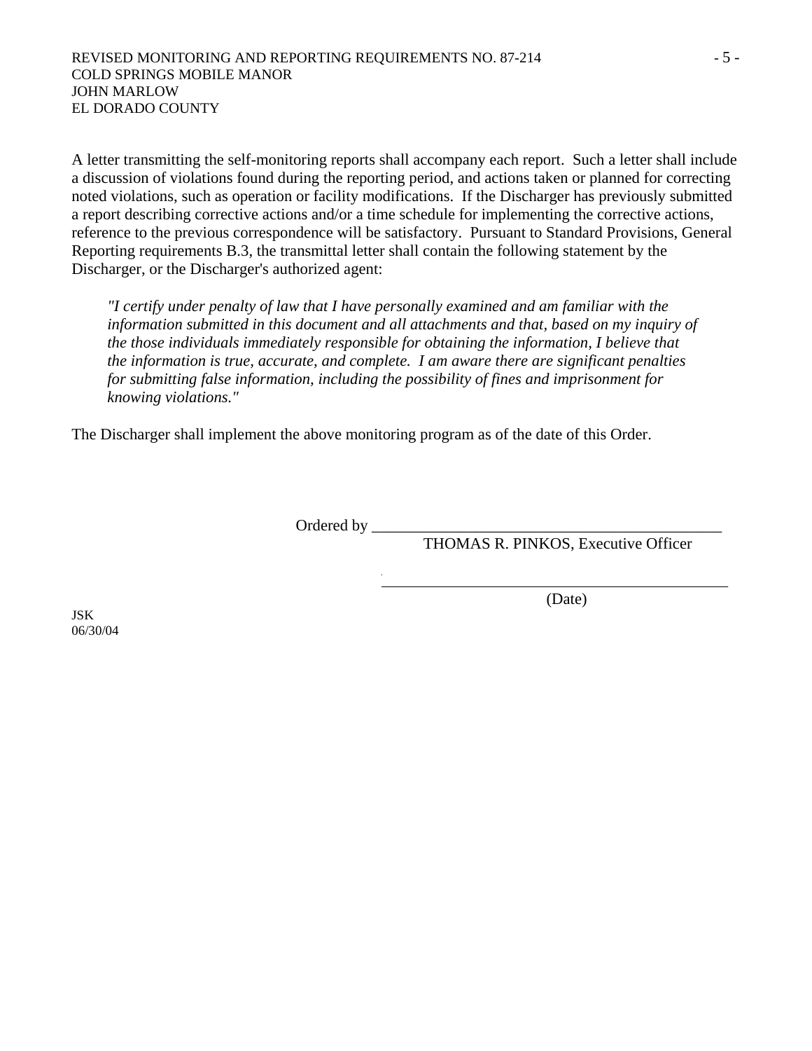A letter transmitting the self-monitoring reports shall accompany each report. Such a letter shall include a discussion of violations found during the reporting period, and actions taken or planned for correcting noted violations, such as operation or facility modifications. If the Discharger has previously submitted a report describing corrective actions and/or a time schedule for implementing the corrective actions, reference to the previous correspondence will be satisfactory. Pursuant to Standard Provisions, General Reporting requirements B.3, the transmittal letter shall contain the following statement by the Discharger, or the Discharger's authorized agent:

> *"I certify under penalty of law that I have personally examined and am familiar with the information submitted in this document and all attachments and that, based on my inquiry of the those individuals immediately responsible for obtaining the information, I believe that the information is true, accurate, and complete. I am aware there are significant penalties for submitting false information, including the possibility of fines and imprisonment for knowing violations."*

The Discharger shall implement the above monitoring program as of the date of this Order.

Ordered by _______________________________________
THOMAS R. PINKOS, Executive Officer

_______________________________________
(Date)

JSK
06/30/04